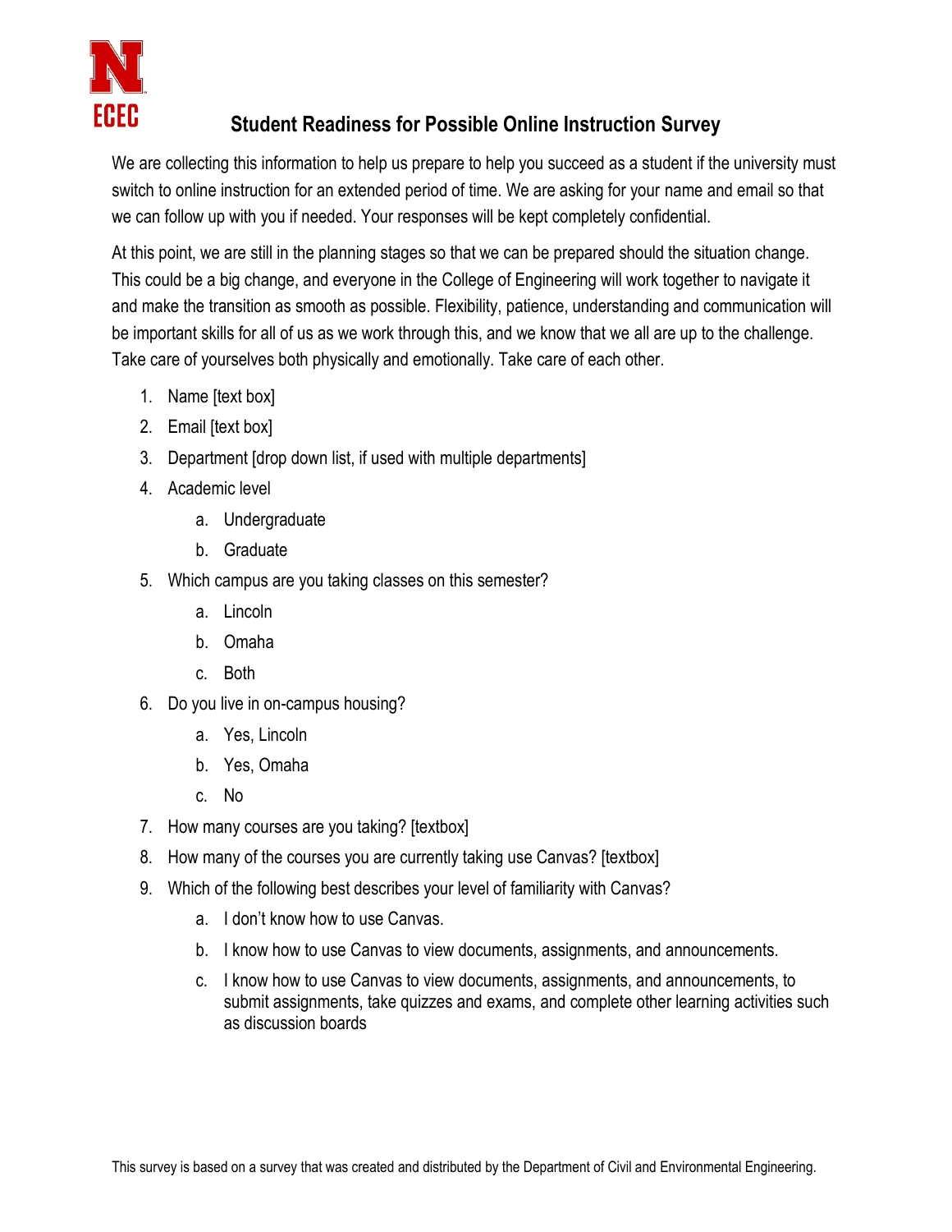# Student Readiness for Possible Online Instruction Survey

We are collecting this information to help us prepare to help you succeed as a student if the university must switch to online instruction for an extended period of time. We are asking for your name and email so that we can follow up with you if needed. Your responses will be kept completely confidential.

At this point, we are still in the planning stages so that we can be prepared should the situation change. This could be a big change, and everyone in the College of Engineering will work together to navigate it and make the transition as smooth as possible. Flexibility, patience, understanding and communication will be important skills for all of us as we work through this, and we know that we all are up to the challenge. Take care of yourselves both physically and emotionally. Take care of each other.

1. Name [text box]
2. Email [text box]
3. Department [drop down list, if used with multiple departments]
4. Academic level
   a. Undergraduate
   b. Graduate
5. Which campus are you taking classes on this semester?
   a. Lincoln
   b. Omaha
   c. Both
6. Do you live in on-campus housing?
   a. Yes, Lincoln
   b. Yes, Omaha
   c. No
7. How many courses are you taking? [textbox]
8. How many of the courses you are currently taking use Canvas? [textbox]
9. Which of the following best describes your level of familiarity with Canvas?
   a. I don't know how to use Canvas.
   b. I know how to use Canvas to view documents, assignments, and announcements.
   c. I know how to use Canvas to view documents, assignments, and announcements, to submit assignments, take quizzes and exams, and complete other learning activities such as discussion boards

This survey is based on a survey that was created and distributed by the Department of Civil and Environmental Engineering.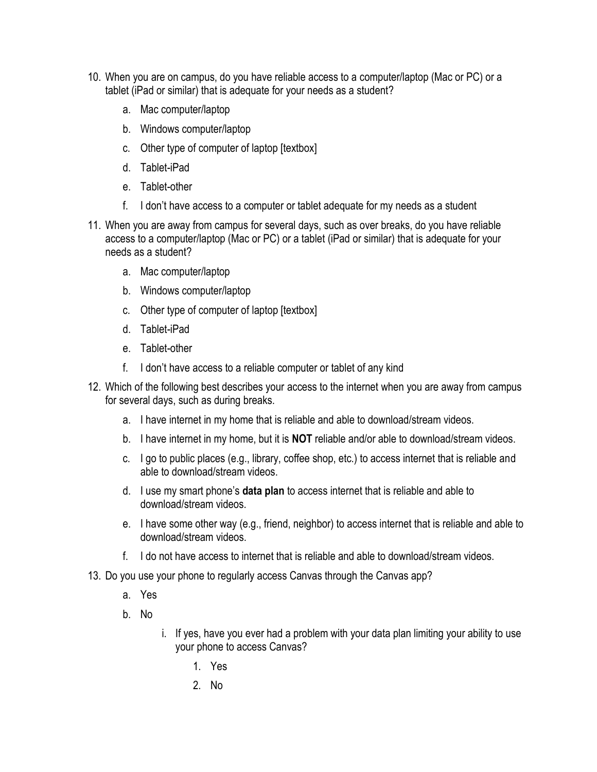10. When you are on campus, do you have reliable access to a computer/laptop (Mac or PC) or a tablet (iPad or similar) that is adequate for your needs as a student?

    a. Mac computer/laptop

    b. Windows computer/laptop

    c. Other type of computer of laptop [textbox]

    d. Tablet-iPad

    e. Tablet-other

    f. I don't have access to a computer or tablet adequate for my needs as a student

11. When you are away from campus for several days, such as over breaks, do you have reliable access to a computer/laptop (Mac or PC) or a tablet (iPad or similar) that is adequate for your needs as a student?

    a. Mac computer/laptop

    b. Windows computer/laptop

    c. Other type of computer of laptop [textbox]

    d. Tablet-iPad

    e. Tablet-other

    f. I don't have access to a reliable computer or tablet of any kind

12. Which of the following best describes your access to the internet when you are away from campus for several days, such as during breaks.

    a. I have internet in my home that is reliable and able to download/stream videos.

    b. I have internet in my home, but it is **NOT** reliable and/or able to download/stream videos.

    c. I go to public places (e.g., library, coffee shop, etc.) to access internet that is reliable and able to download/stream videos.

    d. I use my smart phone's **data plan** to access internet that is reliable and able to download/stream videos.

    e. I have some other way (e.g., friend, neighbor) to access internet that is reliable and able to download/stream videos.

    f. I do not have access to internet that is reliable and able to download/stream videos.

13. Do you use your phone to regularly access Canvas through the Canvas app?

    a. Yes

    b. No

        i. If yes, have you ever had a problem with your data plan limiting your ability to use your phone to access Canvas?

            1. Yes

            2. No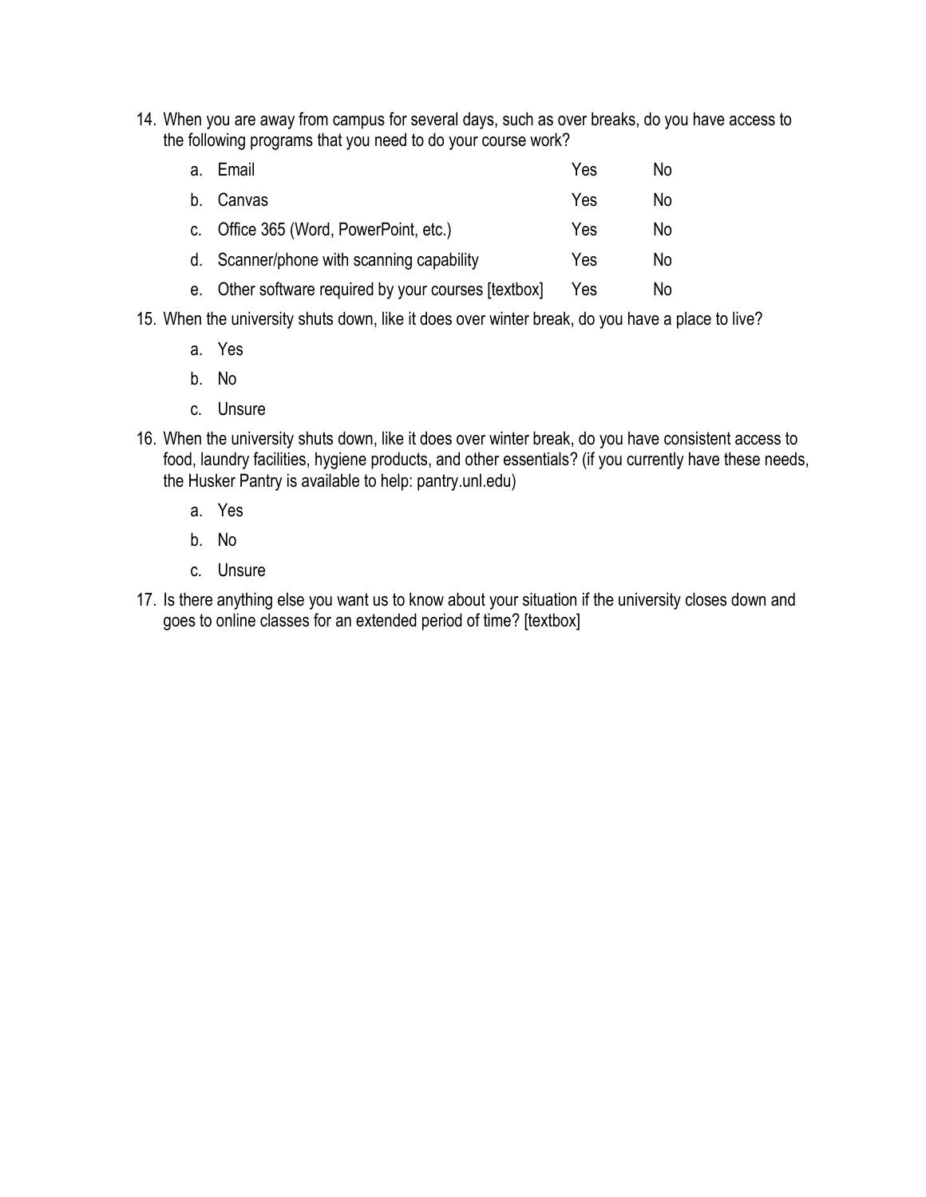14. When you are away from campus for several days, such as over breaks, do you have access to the following programs that you need to do your course work?

| | | |
|---|---|---|
| a. Email | Yes | No |
| b. Canvas | Yes | No |
| c. Office 365 (Word, PowerPoint, etc.) | Yes | No |
| d. Scanner/phone with scanning capability | Yes | No |
| e. Other software required by your courses [textbox] | Yes | No |

15. When the university shuts down, like it does over winter break, do you have a place to live?
    a. Yes
    b. No
    c. Unsure

16. When the university shuts down, like it does over winter break, do you have consistent access to food, laundry facilities, hygiene products, and other essentials? (if you currently have these needs, the Husker Pantry is available to help: pantry.unl.edu)
    a. Yes
    b. No
    c. Unsure

17. Is there anything else you want us to know about your situation if the university closes down and goes to online classes for an extended period of time? [textbox]